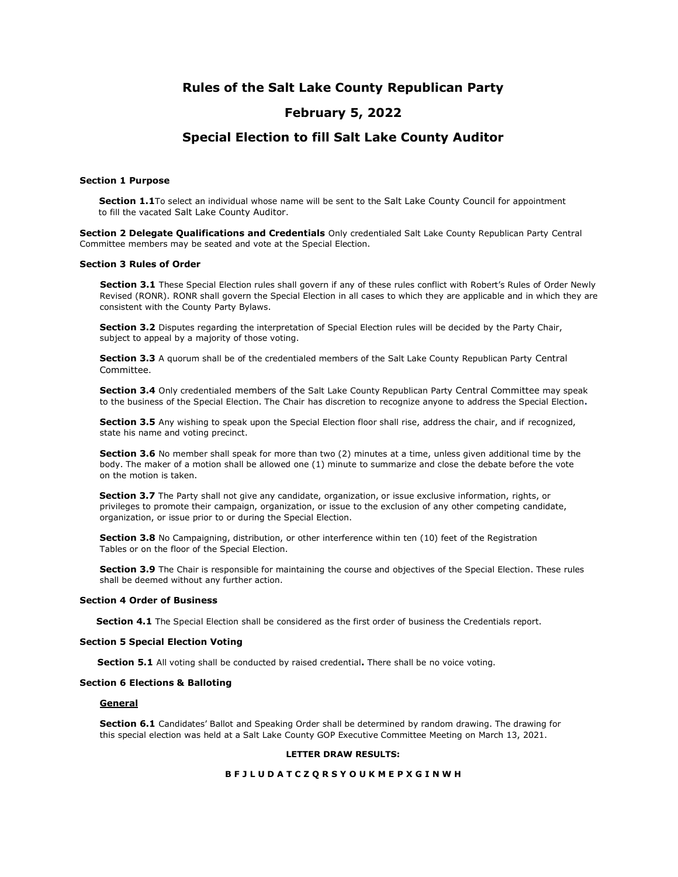# Rules of the Salt Lake County Republican Party

# February 5, 2022

# Special Election to fill Salt Lake County Auditor

**Section 1 Purpose**

**Section 1.1**To select an individual whose name will be sent to the Salt Lake County Council for appointment to fill the vacated Salt Lake County Auditor.

**Section 2 Delegate Qualifications and Credentials** Only credentialed Salt Lake County Republican Party Central Committee members may be seated and vote at the Special Election.

**Section 3 Rules of Order**

**Section 3.1** These Special Election rules shall govern if any of these rules conflict with Robert's Rules of Order Newly Revised (RONR). RONR shall govern the Special Election in all cases to which they are applicable and in which they are consistent with the County Party Bylaws.

**Section 3.2** Disputes regarding the interpretation of Special Election rules will be decided by the Party Chair, subject to appeal by a majority of those voting.

**Section 3.3** A quorum shall be of the credentialed members of the Salt Lake County Republican Party Central Committee.

**Section 3.4** Only credentialed members of the Salt Lake County Republican Party Central Committee may speak to the business of the Special Election. The Chair has discretion to recognize anyone to address the Special Election**.**

**Section 3.5** Any wishing to speak upon the Special Election floor shall rise, address the chair, and if recognized, state his name and voting precinct.

**Section 3.6** No member shall speak for more than two (2) minutes at a time, unless given additional time by the body. The maker of a motion shall be allowed one (1) minute to summarize and close the debate before the vote on the motion is taken.

**Section 3.7** The Party shall not give any candidate, organization, or issue exclusive information, rights, or privileges to promote their campaign, organization, or issue to the exclusion of any other competing candidate, organization, or issue prior to or during the Special Election.

**Section 3.8** No Campaigning, distribution, or other interference within ten (10) feet of the Registration Tables or on the floor of the Special Election.

**Section 3.9** The Chair is responsible for maintaining the course and objectives of the Special Election. These rules shall be deemed without any further action.

**Section 4 Order of Business**

**Section 4.1** The Special Election shall be considered as the first order of business the Credentials report.

**Section 5 Special Election Voting**

**Section 5.1** All voting shall be conducted by raised credential**.** There shall be no voice voting.

**Section 6 Elections & Balloting**

**General**

**Section 6.1** Candidates' Ballot and Speaking Order shall be determined by random drawing. The drawing for this special election was held at a Salt Lake County GOP Executive Committee Meeting on March 13, 2021.

**LETTER DRAW RESULTS:**

**B F J L U D A T C Z Q R S Y O U K M E P X G I N W H**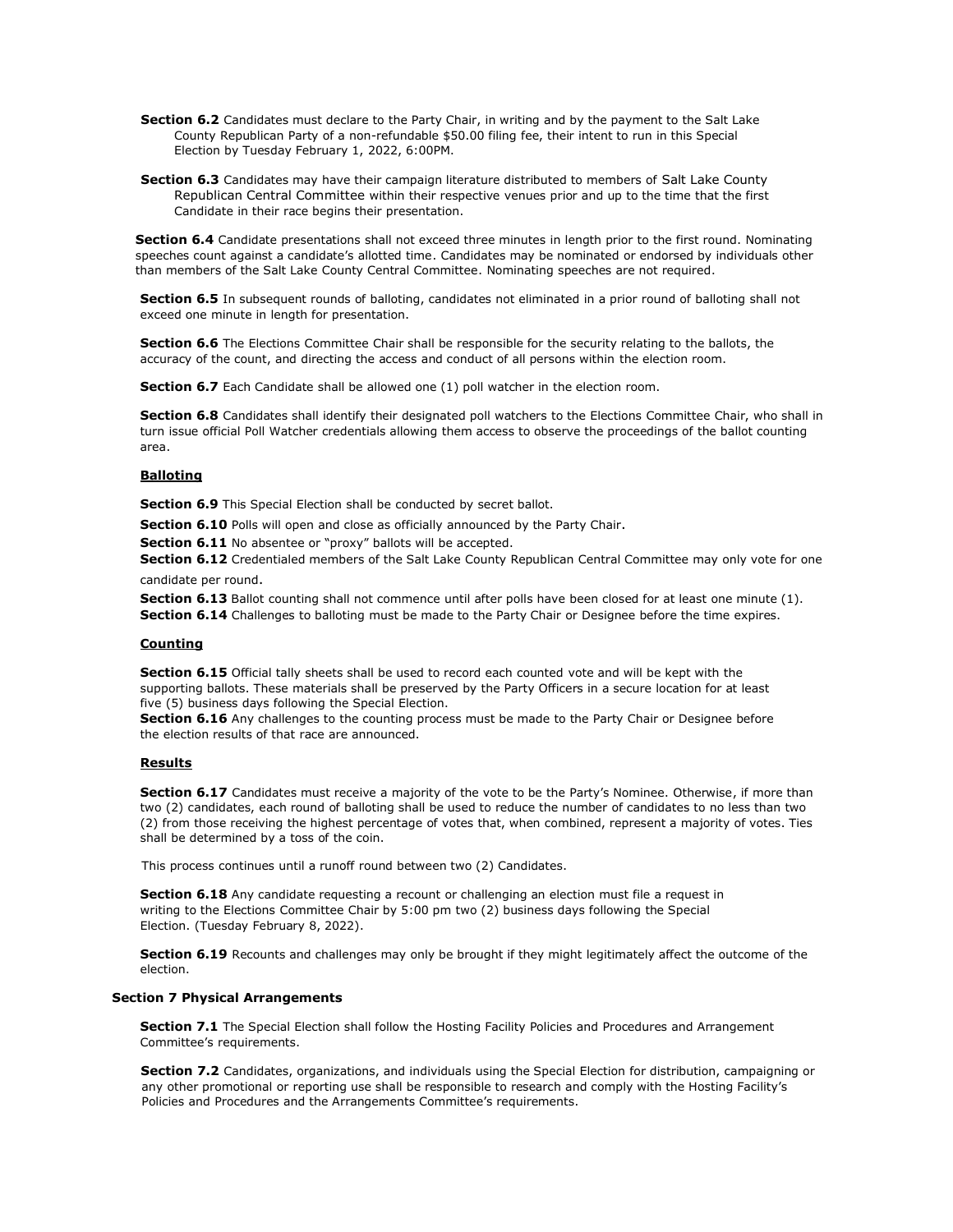**Section 6.2** Candidates must declare to the Party Chair, in writing and by the payment to the Salt Lake County Republican Party of a non-refundable $50.00 filing fee, their intent to run in this Special Election by Tuesday February 1, 2022, 6:00PM.

**Section 6.3** Candidates may have their campaign literature distributed to members of Salt Lake County Republican Central Committee within their respective venues prior and up to the time that the first Candidate in their race begins their presentation.

**Section 6.4** Candidate presentations shall not exceed three minutes in length prior to the first round. Nominating speeches count against a candidate's allotted time. Candidates may be nominated or endorsed by individuals other than members of the Salt Lake County Central Committee. Nominating speeches are not required.

**Section 6.5** In subsequent rounds of balloting, candidates not eliminated in a prior round of balloting shall not exceed one minute in length for presentation.

**Section 6.6** The Elections Committee Chair shall be responsible for the security relating to the ballots, the accuracy of the count, and directing the access and conduct of all persons within the election room.

**Section 6.7** Each Candidate shall be allowed one (1) poll watcher in the election room.

**Section 6.8** Candidates shall identify their designated poll watchers to the Elections Committee Chair, who shall in turn issue official Poll Watcher credentials allowing them access to observe the proceedings of the ballot counting area.

**<u>Balloting</u>**

**Section 6.9** This Special Election shall be conducted by secret ballot.

**Section 6.10** Polls will open and close as officially announced by the Party Chair.

**Section 6.11** No absentee or "proxy" ballots will be accepted.

**Section 6.12** Credentialed members of the Salt Lake County Republican Central Committee may only vote for one candidate per round.

**Section 6.13** Ballot counting shall not commence until after polls have been closed for at least one minute (1).

**Section 6.14** Challenges to balloting must be made to the Party Chair or Designee before the time expires.

**<u>Counting</u>**

**Section 6.15** Official tally sheets shall be used to record each counted vote and will be kept with the supporting ballots. These materials shall be preserved by the Party Officers in a secure location for at least five (5) business days following the Special Election.

**Section 6.16** Any challenges to the counting process must be made to the Party Chair or Designee before the election results of that race are announced.

**<u>Results</u>**

**Section 6.17** Candidates must receive a majority of the vote to be the Party's Nominee. Otherwise, if more than two (2) candidates, each round of balloting shall be used to reduce the number of candidates to no less than two (2) from those receiving the highest percentage of votes that, when combined, represent a majority of votes. Ties shall be determined by a toss of the coin.

This process continues until a runoff round between two (2) Candidates.

**Section 6.18** Any candidate requesting a recount or challenging an election must file a request in writing to the Elections Committee Chair by 5:00 pm two (2) business days following the Special Election. (Tuesday February 8, 2022).

**Section 6.19** Recounts and challenges may only be brought if they might legitimately affect the outcome of the election.

**Section 7 Physical Arrangements**

**Section 7.1** The Special Election shall follow the Hosting Facility Policies and Procedures and Arrangement Committee's requirements.

**Section 7.2** Candidates, organizations, and individuals using the Special Election for distribution, campaigning or any other promotional or reporting use shall be responsible to research and comply with the Hosting Facility's Policies and Procedures and the Arrangements Committee's requirements.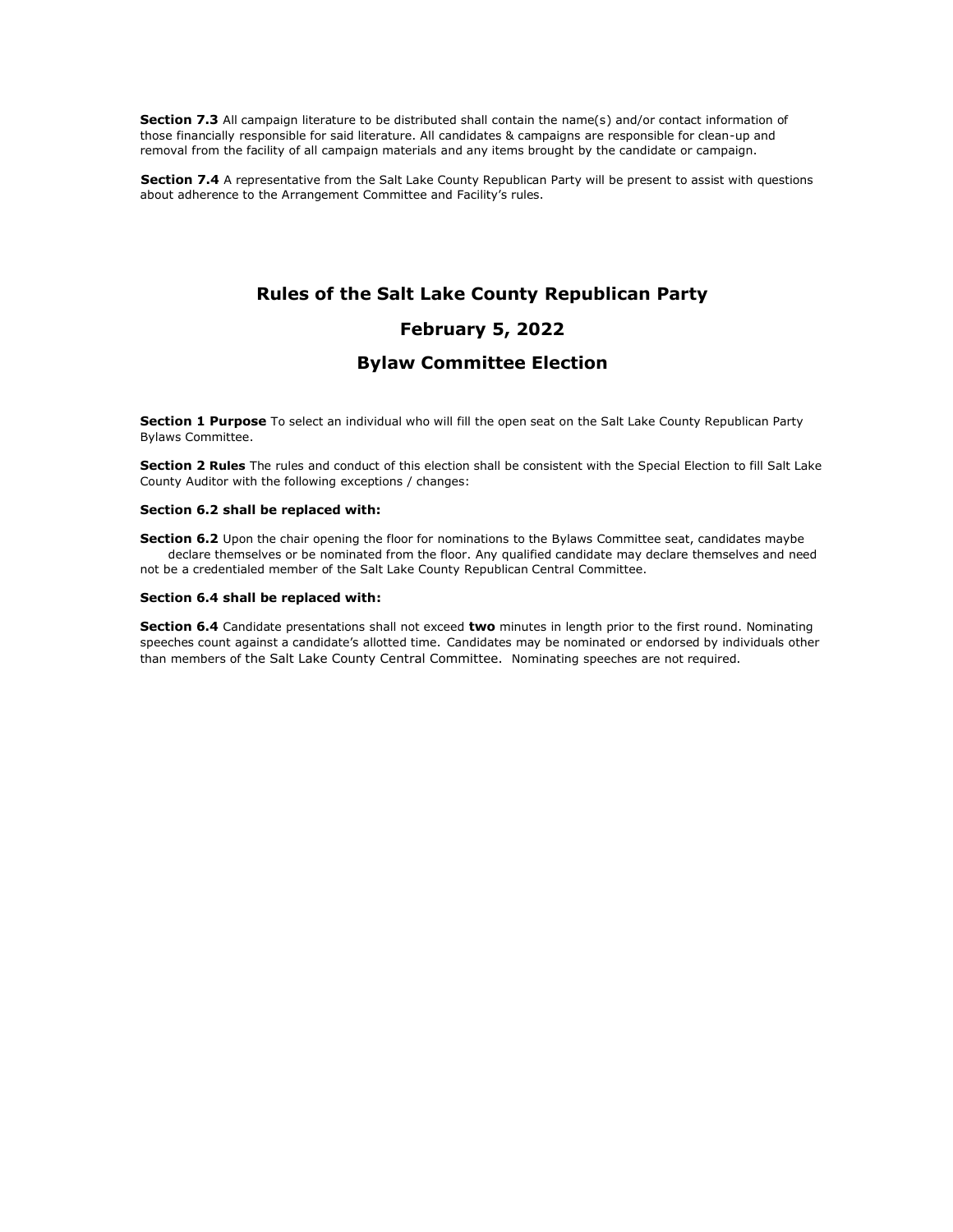**Section 7.3** All campaign literature to be distributed shall contain the name(s) and/or contact information of those financially responsible for said literature. All candidates & campaigns are responsible for clean-up and removal from the facility of all campaign materials and any items brought by the candidate or campaign.

**Section 7.4** A representative from the Salt Lake County Republican Party will be present to assist with questions about adherence to the Arrangement Committee and Facility's rules.

# Rules of the Salt Lake County Republican Party

## February 5, 2022

## Bylaw Committee Election

**Section 1 Purpose** To select an individual who will fill the open seat on the Salt Lake County Republican Party Bylaws Committee.

**Section 2 Rules** The rules and conduct of this election shall be consistent with the Special Election to fill Salt Lake County Auditor with the following exceptions / changes:

**Section 6.2 shall be replaced with:**

**Section 6.2** Upon the chair opening the floor for nominations to the Bylaws Committee seat, candidates maybe declare themselves or be nominated from the floor. Any qualified candidate may declare themselves and need not be a credentialed member of the Salt Lake County Republican Central Committee.

**Section 6.4 shall be replaced with:**

**Section 6.4** Candidate presentations shall not exceed **two** minutes in length prior to the first round. Nominating speeches count against a candidate's allotted time. Candidates may be nominated or endorsed by individuals other than members of the Salt Lake County Central Committee. Nominating speeches are not required.